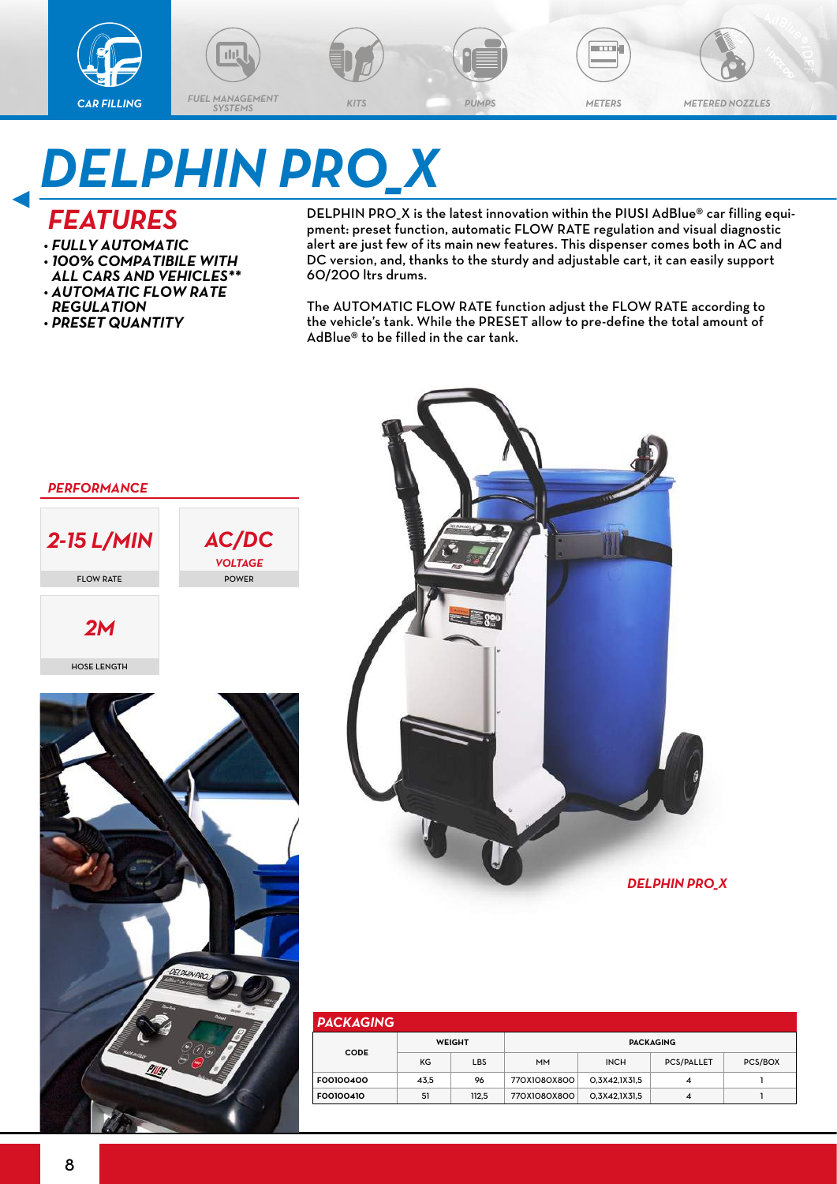CAR FILLING | FUEL MANAGEMENT SYSTEMS | KITS | PUMPS | METERS | METERED NOZZLES

# DELPHIN PRO_X

## FEATURES

- FULLY AUTOMATIC
- 100% COMPATIBILE WITH ALL CARS AND VEHICLES**
- AUTOMATIC FLOW RATE REGULATION
- PRESET QUANTITY

DELPHIN PRO_X is the latest innovation within the PIUSI AdBlue® car filling equipment: preset function, automatic FLOW RATE regulation and visual diagnostic alert are just few of its main new features. This dispenser comes both in AC and DC version, and, thanks to the sturdy and adjustable cart, it can easily support 60/200 ltrs drums.

The AUTOMATIC FLOW RATE function adjust the FLOW RATE according to the vehicle's tank. While the PRESET allow to pre-define the total amount of AdBlue® to be filled in the car tank.

### PERFORMANCE

| 2-15 L/MIN | AC/DC VOLTAGE | 2M |
|---|---|---|
| FLOW RATE | POWER | HOSE LENGTH |

DELPHIN PRO_X

### PACKAGING

| CODE | WEIGHT | | PACKAGING | | | |
|---|---|---|---|---|---|---|
| | KG | LBS | MM | INCH | PCS/PALLET | PCS/BOX |
| F00100400 | 43,5 | 96 | 770X1080X800 | 0,3X42,1X31,5 | 4 | 1 |
| F00100410 | 51 | 112,5 | 770X1080X800 | 0,3X42,1X31,5 | 4 | 1 |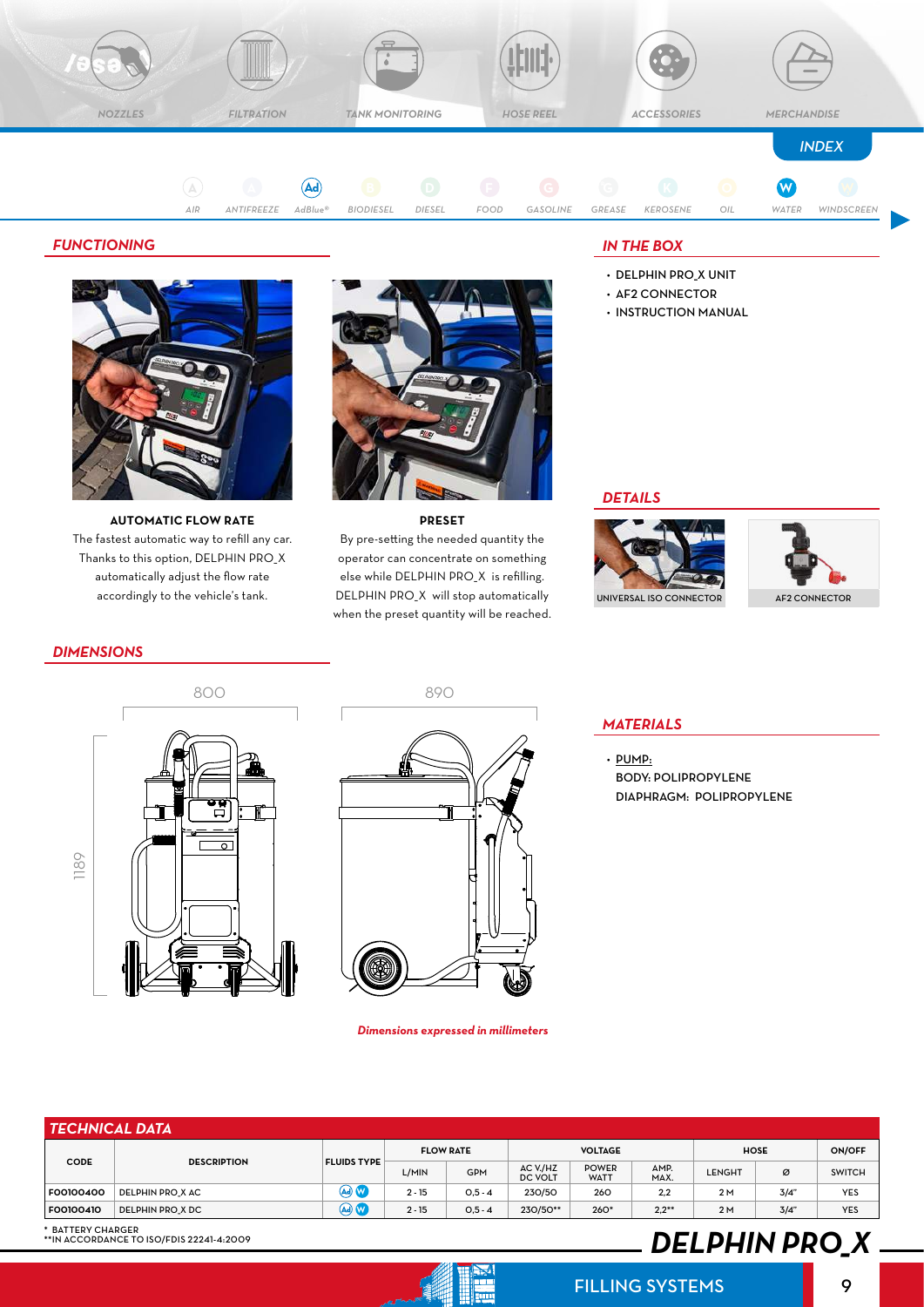## FUNCTIONING

**AUTOMATIC FLOW RATE**

The fastest automatic way to refill any car. Thanks to this option, DELPHIN PRO_X automatically adjust the flow rate accordingly to the vehicle's tank.

**PRESET**

By pre-setting the needed quantity the operator can concentrate on something else while DELPHIN PRO_X is refilling. DELPHIN PRO_X will stop automatically when the preset quantity will be reached.

## IN THE BOX

- DELPHIN PRO_X UNIT
- AF2 CONNECTOR
- INSTRUCTION MANUAL

## DETAILS

UNIVERSAL ISO CONNECTOR

AF2 CONNECTOR

## DIMENSIONS

800

890

1189

*Dimensions expressed in millimeters*

## MATERIALS

- PUMP:
  BODY: POLIPROPYLENE
  DIAPHRAGM: POLIPROPYLENE

## TECHNICAL DATA

| CODE | DESCRIPTION | FLUIDS TYPE | FLOW RATE | | VOLTAGE | | | HOSE | | ON/OFF |
|---|---|---|---|---|---|---|---|---|---|---|
| | | | L/MIN | GPM | AC V./HZ DC VOLT | POWER WATT | AMP. MAX. | LENGHT | Ø | SWITCH |
| F00100400 | DELPHIN PRO_X AC | Ad W | 2 - 15 | 0,5 - 4 | 230/50 | 260 | 2,2 | 2 M | 3/4" | YES |
| F00100410 | DELPHIN PRO_X DC | Ad W | 2 - 15 | 0,5 - 4 | 230/50** | 260* | 2,2** | 2 M | 3/4" | YES |

\* BATTERY CHARGER
\*\*IN ACCORDANCE TO ISO/FDIS 22241-4:2009

# DELPHIN PRO_X